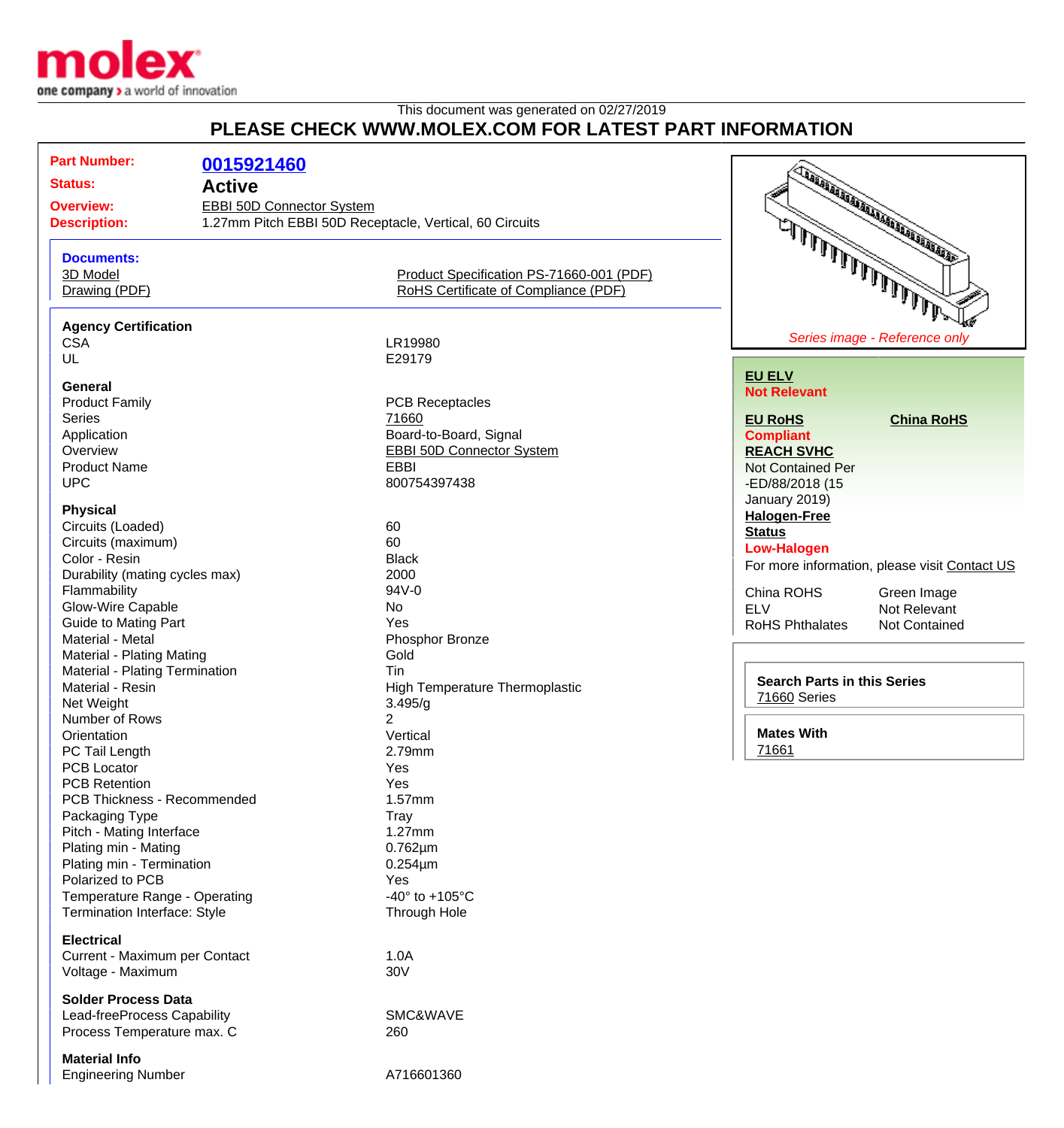molex

one company > a world of innovation

This document was generated on 02/27/2019

# PLEASE CHECK WWW.MOLEX.COM FOR LATEST PART INFORMATION

| | |
|---|---|
| **Part Number:** | **0015921460** |
| **Status:** | **Active** |
| **Overview:** | EBBI 50D Connector System |
| **Description:** | 1.27mm Pitch EBBI 50D Receptacle, Vertical, 60 Circuits |

**Documents:**

- 3D Model
- Drawing (PDF)
- Product Specification PS-71660-001 (PDF)
- RoHS Certificate of Compliance (PDF)

**Agency Certification**

| | |
|---|---|
| CSA | LR19980 |
| UL | E29179 |

**General**

| | |
|---|---|
| Product Family | PCB Receptacles |
| Series | 71660 |
| Application | Board-to-Board, Signal |
| Overview | EBBI 50D Connector System |
| Product Name | EBBI |
| UPC | 800754397438 |

**Physical**

| | |
|---|---|
| Circuits (Loaded) | 60 |
| Circuits (maximum) | 60 |
| Color - Resin | Black |
| Durability (mating cycles max) | 2000 |
| Flammability | 94V-0 |
| Glow-Wire Capable | No |
| Guide to Mating Part | Yes |
| Material - Metal | Phosphor Bronze |
| Material - Plating Mating | Gold |
| Material - Plating Termination | Tin |
| Material - Resin | High Temperature Thermoplastic |
| Net Weight | 3.495/g |
| Number of Rows | 2 |
| Orientation | Vertical |
| PC Tail Length | 2.79mm |
| PCB Locator | Yes |
| PCB Retention | Yes |
| PCB Thickness - Recommended | 1.57mm |
| Packaging Type | Tray |
| Pitch - Mating Interface | 1.27mm |
| Plating min - Mating | 0.762µm |
| Plating min - Termination | 0.254µm |
| Polarized to PCB | Yes |
| Temperature Range - Operating | -40° to +105°C |
| Termination Interface: Style | Through Hole |

**Electrical**

| | |
|---|---|
| Current - Maximum per Contact | 1.0A |
| Voltage - Maximum | 30V |

**Solder Process Data**

| | |
|---|---|
| Lead-freeProcess Capability | SMC&WAVE |
| Process Temperature max. C | 260 |

**Material Info**

| | |
|---|---|
| Engineering Number | A716601360 |

*Series image - Reference only*

**EU ELV**
**Not Relevant**

**EU RoHS**
**Compliant**

**China RoHS**

**REACH SVHC**
Not Contained Per -ED/88/2018 (15 January 2019)

**Halogen-Free Status**
**Low-Halogen**

For more information, please visit Contact US

| | |
|---|---|
| China ROHS | Green Image |
| ELV | Not Relevant |
| RoHS Phthalates | Not Contained |

**Search Parts in this Series**
71660 Series

**Mates With**
71661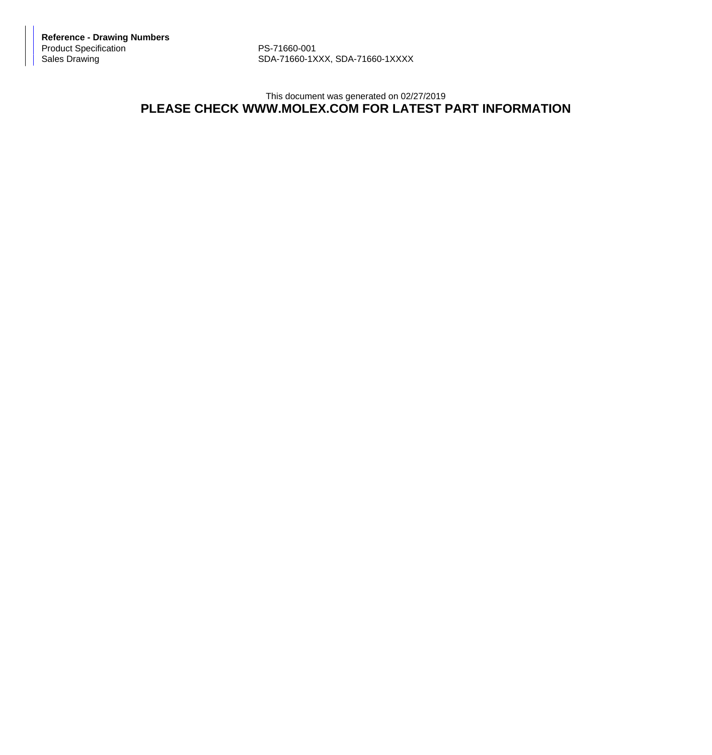**Reference - Drawing Numbers**

| | |
|---|---|
| Product Specification | PS-71660-001 |
| Sales Drawing | SDA-71660-1XXX, SDA-71660-1XXXX |

This document was generated on 02/27/2019

**PLEASE CHECK WWW.MOLEX.COM FOR LATEST PART INFORMATION**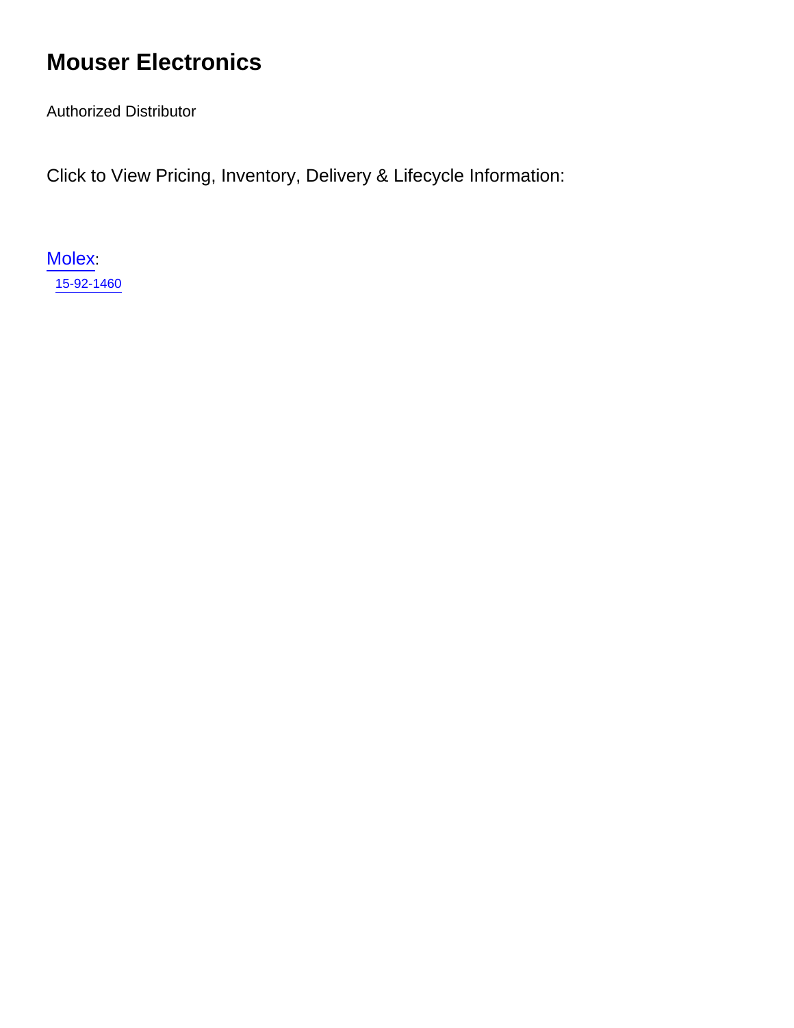# Mouser Electronics

Authorized Distributor

Click to View Pricing, Inventory, Delivery & Lifecycle Information:

Molex:

15-92-1460